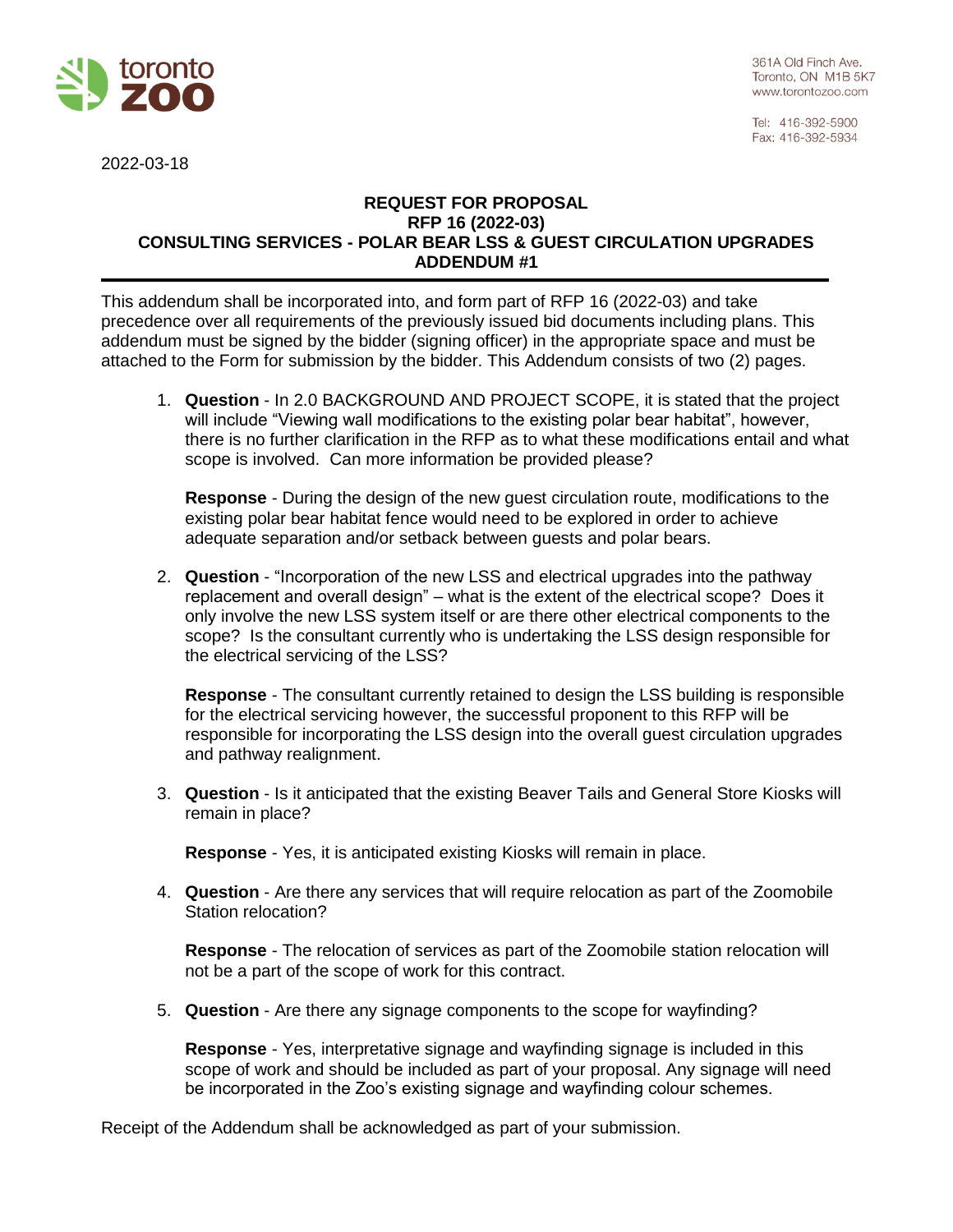toronto zoo

361A Old Finch Ave.
Toronto, ON M1B 5K7
www.torontozoo.com

Tel: 416-392-5900
Fax: 416-392-5934

2022-03-18

# REQUEST FOR PROPOSAL
# RFP 16 (2022-03)
# CONSULTING SERVICES - POLAR BEAR LSS & GUEST CIRCULATION UPGRADES
# ADDENDUM #1

This addendum shall be incorporated into, and form part of RFP 16 (2022-03) and take precedence over all requirements of the previously issued bid documents including plans. This addendum must be signed by the bidder (signing officer) in the appropriate space and must be attached to the Form for submission by the bidder. This Addendum consists of two (2) pages.

1. **Question** - In 2.0 BACKGROUND AND PROJECT SCOPE, it is stated that the project will include "Viewing wall modifications to the existing polar bear habitat", however, there is no further clarification in the RFP as to what these modifications entail and what scope is involved. Can more information be provided please?

   **Response** - During the design of the new guest circulation route, modifications to the existing polar bear habitat fence would need to be explored in order to achieve adequate separation and/or setback between guests and polar bears.

2. **Question** - "Incorporation of the new LSS and electrical upgrades into the pathway replacement and overall design" – what is the extent of the electrical scope? Does it only involve the new LSS system itself or are there other electrical components to the scope? Is the consultant currently who is undertaking the LSS design responsible for the electrical servicing of the LSS?

   **Response** - The consultant currently retained to design the LSS building is responsible for the electrical servicing however, the successful proponent to this RFP will be responsible for incorporating the LSS design into the overall guest circulation upgrades and pathway realignment.

3. **Question** - Is it anticipated that the existing Beaver Tails and General Store Kiosks will remain in place?

   **Response** - Yes, it is anticipated existing Kiosks will remain in place.

4. **Question** - Are there any services that will require relocation as part of the Zoomobile Station relocation?

   **Response** - The relocation of services as part of the Zoomobile station relocation will not be a part of the scope of work for this contract.

5. **Question** - Are there any signage components to the scope for wayfinding?

   **Response** - Yes, interpretative signage and wayfinding signage is included in this scope of work and should be included as part of your proposal. Any signage will need be incorporated in the Zoo's existing signage and wayfinding colour schemes.

Receipt of the Addendum shall be acknowledged as part of your submission.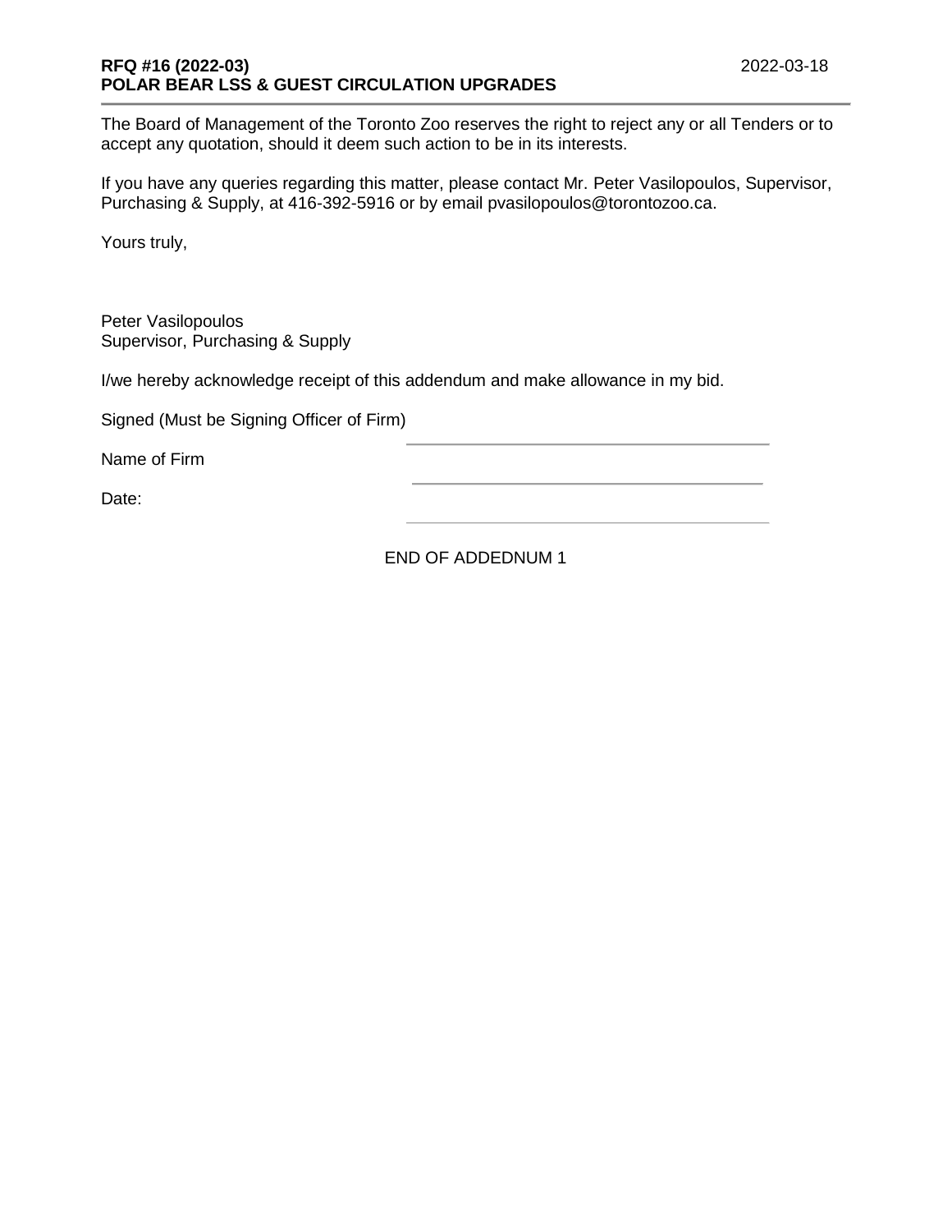The Board of Management of the Toronto Zoo reserves the right to reject any or all Tenders or to accept any quotation, should it deem such action to be in its interests.

If you have any queries regarding this matter, please contact Mr. Peter Vasilopoulos, Supervisor, Purchasing & Supply, at 416-392-5916 or by email pvasilopoulos@torontozoo.ca.

Yours truly,

Peter Vasilopoulos
Supervisor, Purchasing & Supply

I/we hereby acknowledge receipt of this addendum and make allowance in my bid.

Signed (Must be Signing Officer of Firm) \_\_\_\_\_\_\_\_\_\_\_\_\_\_\_\_\_\_\_\_\_\_\_\_\_\_\_\_\_\_

Name of Firm \_\_\_\_\_\_\_\_\_\_\_\_\_\_\_\_\_\_\_\_\_\_\_\_\_\_\_\_\_\_

Date: \_\_\_\_\_\_\_\_\_\_\_\_\_\_\_\_\_\_\_\_\_\_\_\_\_\_\_\_\_\_

END OF ADDEDNUM 1